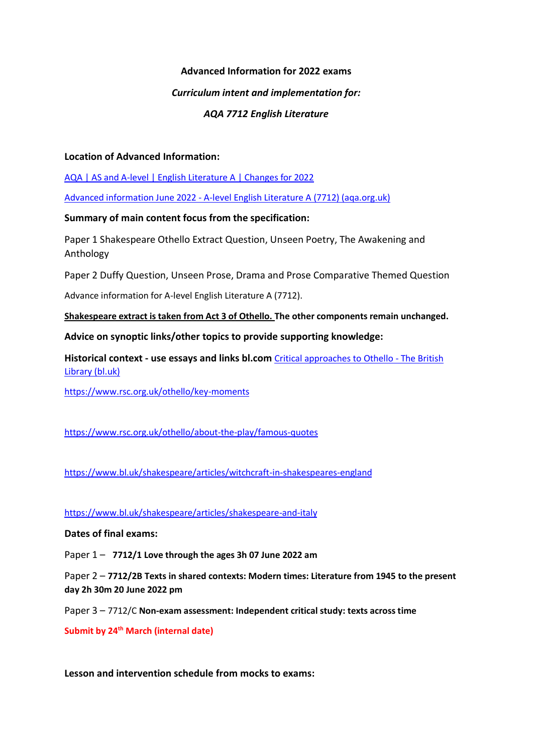**Advanced Information for 2022 exams**

***Curriculum intent and implementation for:***

***AQA 7712 English Literature***

**Location of Advanced Information:**

[AQA | AS and A-level | English Literature A | Changes for 2022]

[Advanced information June 2022 - A-level English Literature A (7712) (aqa.org.uk)]

**Summary of main content focus from the specification:**

Paper 1 Shakespeare Othello Extract Question, Unseen Poetry, The Awakening and Anthology

Paper 2 Duffy Question, Unseen Prose, Drama and Prose Comparative Themed Question

Advance information for A-level English Literature A (7712).

**Shakespeare extract is taken from Act 3 of Othello. The other components remain unchanged.**

**Advice on synoptic links/other topics to provide supporting knowledge:**

**Historical context - use essays and links bl.com** [Critical approaches to Othello - The British Library (bl.uk)]

https://www.rsc.org.uk/othello/key-moments

https://www.rsc.org.uk/othello/about-the-play/famous-quotes

https://www.bl.uk/shakespeare/articles/witchcraft-in-shakespeares-england

https://www.bl.uk/shakespeare/articles/shakespeare-and-italy

**Dates of final exams:**

Paper 1 – **7712/1 Love through the ages 3h 07 June 2022 am**

Paper 2 – **7712/2B Texts in shared contexts: Modern times: Literature from 1945 to the present day 2h 30m 20 June 2022 pm**

Paper 3 – 7712/C **Non-exam assessment: Independent critical study: texts across time**

**Submit by 24th March (internal date)**

**Lesson and intervention schedule from mocks to exams:**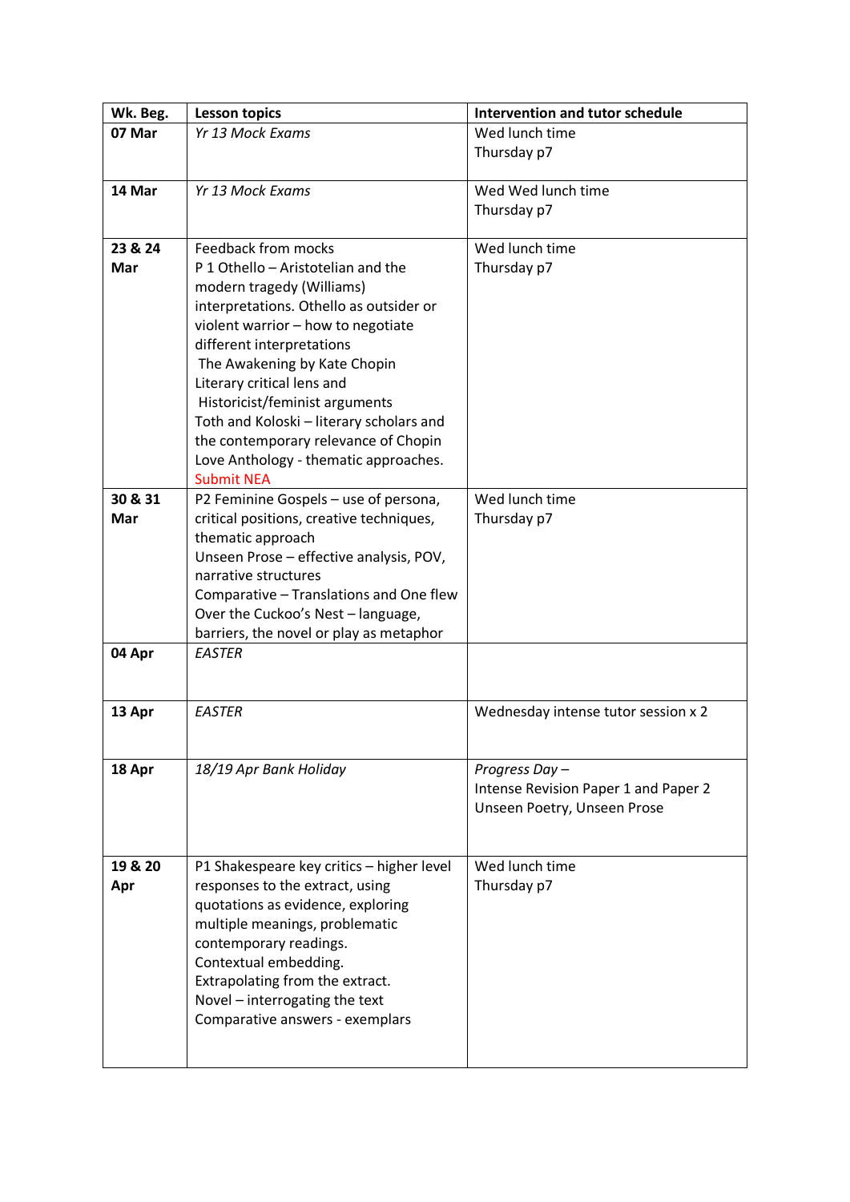| Wk. Beg. | Lesson topics | Intervention and tutor schedule |
|---|---|---|
| **07 Mar** | *Yr 13 Mock Exams* | Wed lunch time<br>Thursday p7 |
| **14 Mar** | *Yr 13 Mock Exams* | Wed Wed lunch time<br>Thursday p7 |
| **23 & 24 Mar** | Feedback from mocks<br>P 1 Othello – Aristotelian and the modern tragedy (Williams) interpretations. Othello as outsider or violent warrior – how to negotiate different interpretations<br>The Awakening by Kate Chopin Literary critical lens and Historicist/feminist arguments<br>Toth and Koloski – literary scholars and the contemporary relevance of Chopin<br>Love Anthology - thematic approaches.<br>Submit NEA | Wed lunch time<br>Thursday p7 |
| **30 & 31 Mar** | P2 Feminine Gospels – use of persona, critical positions, creative techniques, thematic approach<br>Unseen Prose – effective analysis, POV, narrative structures<br>Comparative – Translations and One flew Over the Cuckoo's Nest – language, barriers, the novel or play as metaphor | Wed lunch time<br>Thursday p7 |
| **04 Apr** | *EASTER* | |
| **13 Apr** | *EASTER* | Wednesday intense tutor session x 2 |
| **18 Apr** | *18/19 Apr Bank Holiday* | *Progress Day –*<br>Intense Revision Paper 1 and Paper 2<br>Unseen Poetry, Unseen Prose |
| **19 & 20 Apr** | P1 Shakespeare key critics – higher level responses to the extract, using quotations as evidence, exploring multiple meanings, problematic contemporary readings.<br>Contextual embedding.<br>Extrapolating from the extract.<br>Novel – interrogating the text<br>Comparative answers - exemplars | Wed lunch time<br>Thursday p7 |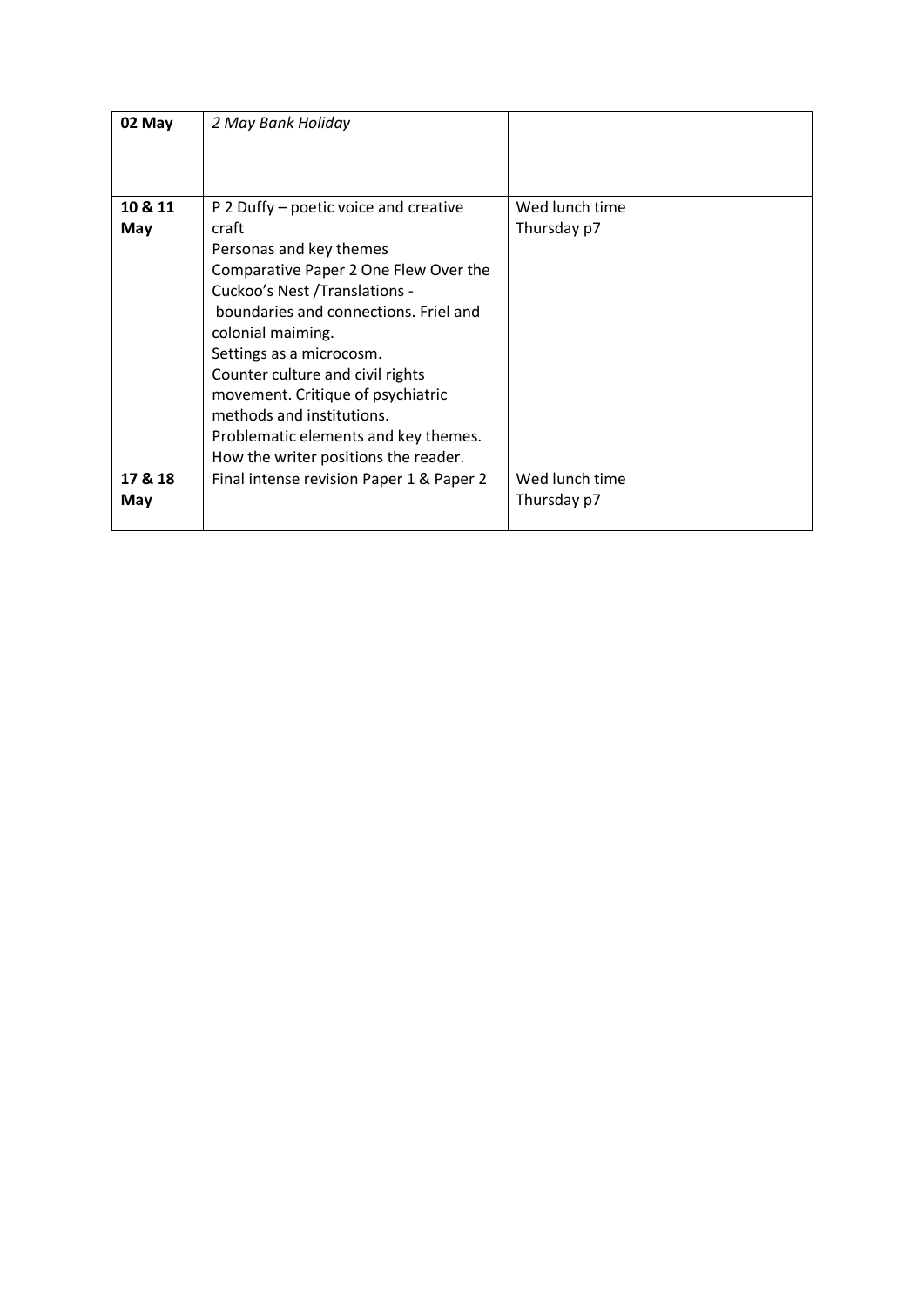| | | |
|---|---|---|
| **02 May** | *2 May Bank Holiday* | |
| **10 & 11 May** | P 2 Duffy – poetic voice and creative craft<br>Personas and key themes<br>Comparative Paper 2 One Flew Over the Cuckoo's Nest /Translations - boundaries and connections. Friel and colonial maiming.<br>Settings as a microcosm.<br>Counter culture and civil rights movement. Critique of psychiatric methods and institutions.<br>Problematic elements and key themes.<br>How the writer positions the reader. | Wed lunch time<br>Thursday p7 |
| **17 & 18 May** | Final intense revision Paper 1 & Paper 2 | Wed lunch time<br>Thursday p7 |